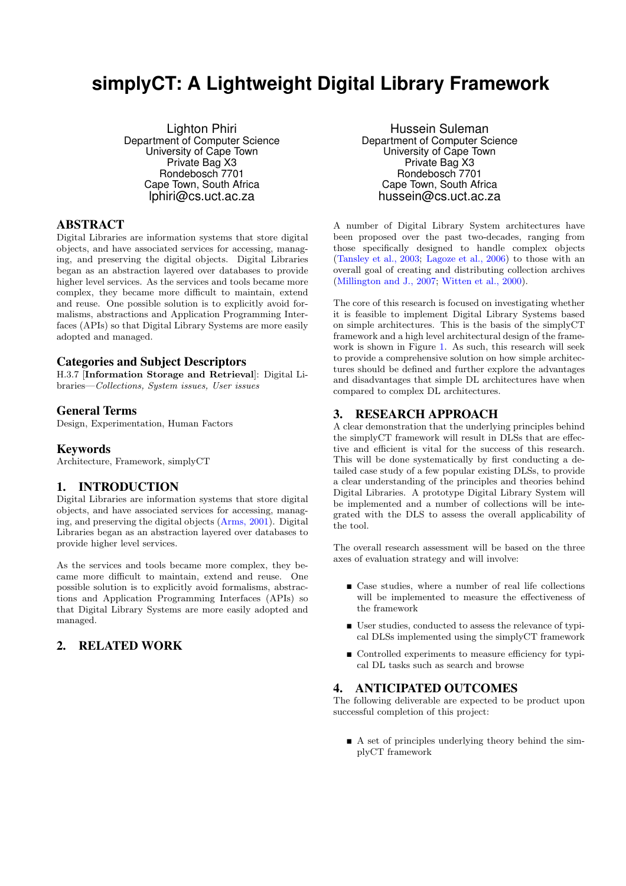# simplyCT: A Lightweight Digital Library Framework

Lighton Phiri
Department of Computer Science
University of Cape Town
Private Bag X3
Rondebosch 7701
Cape Town, South Africa
lphiri@cs.uct.ac.za

Hussein Suleman
Department of Computer Science
University of Cape Town
Private Bag X3
Rondebosch 7701
Cape Town, South Africa
hussein@cs.uct.ac.za

## ABSTRACT

Digital Libraries are information systems that store digital objects, and have associated services for accessing, managing, and preserving the digital objects. Digital Libraries began as an abstraction layered over databases to provide higher level services. As the services and tools became more complex, they became more difficult to maintain, extend and reuse. One possible solution is to explicitly avoid formalisms, abstractions and Application Programming Interfaces (APIs) so that Digital Library Systems are more easily adopted and managed.

### Categories and Subject Descriptors

H.3.7 [**Information Storage and Retrieval**]: Digital Libraries—*Collections, System issues, User issues*

### General Terms

Design, Experimentation, Human Factors

### Keywords

Architecture, Framework, simplyCT

## 1. INTRODUCTION

Digital Libraries are information systems that store digital objects, and have associated services for accessing, managing, and preserving the digital objects (Arms, 2001). Digital Libraries began as an abstraction layered over databases to provide higher level services.

As the services and tools became more complex, they became more difficult to maintain, extend and reuse. One possible solution is to explicitly avoid formalisms, abstractions and Application Programming Interfaces (APIs) so that Digital Library Systems are more easily adopted and managed.

## 2. RELATED WORK

A number of Digital Library System architectures have been proposed over the past two-decades, ranging from those specifically designed to handle complex objects (Tansley et al., 2003; Lagoze et al., 2006) to those with an overall goal of creating and distributing collection archives (Millington and J., 2007; Witten et al., 2000).

The core of this research is focused on investigating whether it is feasible to implement Digital Library Systems based on simple architectures. This is the basis of the simplyCT framework and a high level architectural design of the framework is shown in Figure 1. As such, this research will seek to provide a comprehensive solution on how simple architectures should be defined and further explore the advantages and disadvantages that simple DL architectures have when compared to complex DL architectures.

## 3. RESEARCH APPROACH

A clear demonstration that the underlying principles behind the simplyCT framework will result in DLSs that are effective and efficient is vital for the success of this research. This will be done systematically by first conducting a detailed case study of a few popular existing DLSs, to provide a clear understanding of the principles and theories behind Digital Libraries. A prototype Digital Library System will be implemented and a number of collections will be integrated with the DLS to assess the overall applicability of the tool.

The overall research assessment will be based on the three axes of evaluation strategy and will involve:

- Case studies, where a number of real life collections will be implemented to measure the effectiveness of the framework
- User studies, conducted to assess the relevance of typical DLSs implemented using the simplyCT framework
- Controlled experiments to measure efficiency for typical DL tasks such as search and browse

## 4. ANTICIPATED OUTCOMES

The following deliverable are expected to be product upon successful completion of this project:

- A set of principles underlying theory behind the simplyCT framework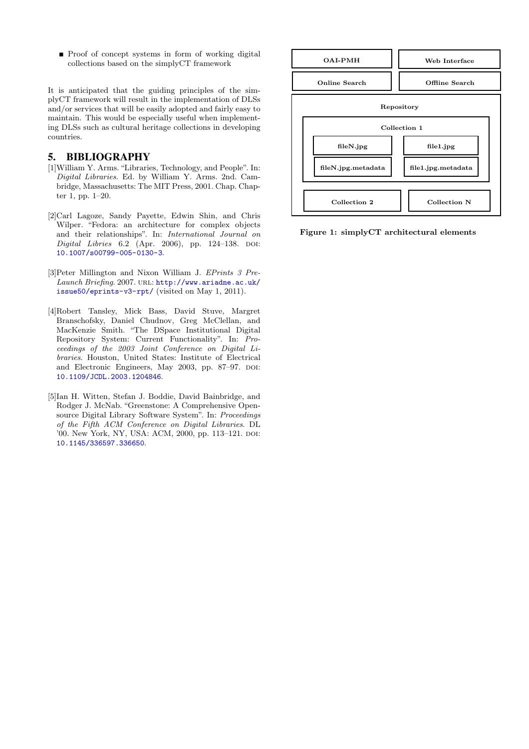- Proof of concept systems in form of working digital collections based on the simplyCT framework

It is anticipated that the guiding principles of the simplyCT framework will result in the implementation of DLSs and/or services that will be easily adopted and fairly easy to maintain. This would be especially useful when implementing DLSs such as cultural heritage collections in developing countries.

## 5. BIBLIOGRAPHY

[1] William Y. Arms. "Libraries, Technology, and People". In: *Digital Libraries*. Ed. by William Y. Arms. 2nd. Cambridge, Massachusetts: The MIT Press, 2001. Chap. Chapter 1, pp. 1–20.

[2] Carl Lagoze, Sandy Payette, Edwin Shin, and Chris Wilper. "Fedora: an architecture for complex objects and their relationships". In: *International Journal on Digital Libries* 6.2 (Apr. 2006), pp. 124–138. DOI: 10.1007/s00799-005-0130-3.

[3] Peter Millington and Nixon William J. *EPrints 3 Pre-Launch Briefing*. 2007. URL: http://www.ariadne.ac.uk/issue50/eprints-v3-rpt/ (visited on May 1, 2011).

[4] Robert Tansley, Mick Bass, David Stuve, Margret Branschofsky, Daniel Chudnov, Greg McClellan, and MacKenzie Smith. "The DSpace Institutional Digital Repository System: Current Functionality". In: *Proceedings of the 2003 Joint Conference on Digital Libraries*. Houston, United States: Institute of Electrical and Electronic Engineers, May 2003, pp. 87–97. DOI: 10.1109/JCDL.2003.1204846.

[5] Ian H. Witten, Stefan J. Boddie, David Bainbridge, and Rodger J. McNab. "Greenstone: A Comprehensive Open-source Digital Library Software System". In: *Proceedings of the Fifth ACM Conference on Digital Libraries*. DL '00. New York, NY, USA: ACM, 2000, pp. 113–121. DOI: 10.1145/336597.336650.

OAI-PMH

Web Interface

Online Search

Offline Search

Repository

Collection 1

fileN.jpg

file1.jpg

fileN.jpg.metadata

file1.jpg.metadata

Collection 2

Collection N

**Figure 1: simplyCT architectural elements**